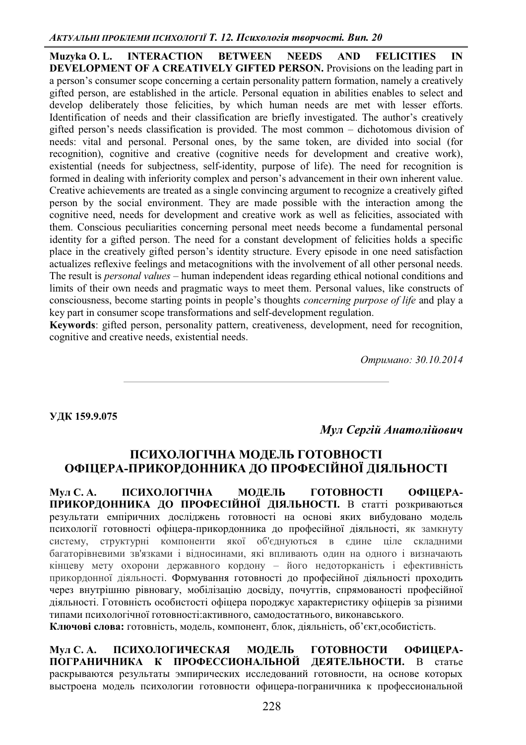**Muzyka O. L. INTERACTION BETWEEN NEEDS AND FELICITIES IN DEVELOPMENT OF A CREATIVELY GIFTED PERSON.** Provisions on the leading part in a person's consumer scope concerning a certain personality pattern formation, namely a creatively gifted person, are established in the article. Personal equation in abilities enables to select and develop deliberately those felicities, by which human needs are met with lesser efforts. Identification of needs and their classification are briefly investigated. The author's creatively gifted person's needs classification is provided. The most common – dichotomous division of needs: vital and personal. Personal ones, by the same token, are divided into social (for recognition), cognitive and creative (cognitive needs for development and creative work), existential (needs for subjectness, self-identity, purpose of life). The need for recognition is formed in dealing with inferiority complex and person's advancement in their own inherent value. Creative achievements are treated as a single convincing argument to recognize a creatively gifted person by the social environment. They are made possible with the interaction among the cognitive need, needs for development and creative work as well as felicities, associated with them. Conscious peculiarities concerning personal meet needs become a fundamental personal identity for a gifted person. The need for a constant development of felicities holds a specific place in the creatively gifted person's identity structure. Every episode in one need satisfaction actualizes reflexive feelings and metacognitions with the involvement of all other personal needs. The result is *personal values* – human independent ideas regarding ethical notional conditions and limits of their own needs and pragmatic ways to meet them. Personal values, like constructs of consciousness, become starting points in people's thoughts *concerning purpose of life* and play a key part in consumer scope transformations and self-development regulation.

**Keywords**: gifted person, personality pattern, creativeness, development, need for recognition, cognitive and creative needs, existential needs.

*Отримано: 30.10.2014*

---

**УДК 159.9.075**

***Мул Сергій Анатолійович***

## ПСИХОЛОГІЧНА МОДЕЛЬ ГОТОВНОСТІ ОФІЦЕРА-ПРИКОРДОННИКА ДО ПРОФЕСІЙНОЇ ДІЯЛЬНОСТІ

**Мул С. А. ПСИХОЛОГІЧНА МОДЕЛЬ ГОТОВНОСТІ ОФІЦЕРА-ПРИКОРДОННИКА ДО ПРОФЕСІЙНОЇ ДІЯЛЬНОСТІ.** В статті розкриваються результати емпіричних досліджень готовності на основі яких вибудовано модель психології готовності офіцера-прикордонника до професійної діяльності, як замкнуту систему, структурні компоненти якої об'єднуються в єдине ціле складними багаторівневими зв'язками і відносинами, які впливають один на одного і визначають кінцеву мету охорони державного кордону – його недоторканість і ефективність прикордонної діяльності. Формування готовності до професійної діяльності проходить через внутрішню рівновагу, мобілізацію досвіду, почуттів, спрямованості професійної діяльності. Готовність особистості офіцера породжує характеристику офіцерів за різними типами психологічної готовності:активного, самодостатнього, виконавського.

**Ключові слова:** готовність, модель, компонент, блок, діяльність, об'єкт,особистість.

**Мул С. А. ПСИХОЛОГИЧЕСКАЯ МОДЕЛЬ ГОТОВНОСТИ ОФИЦЕРА-ПОГРАНИЧНИКА К ПРОФЕССИОНАЛЬНОЙ ДЕЯТЕЛЬНОСТИ.** В статье раскрываются результаты эмпирических исследований готовности, на основе которых выстроена модель психологии готовности офицера-пограничника к профессиональной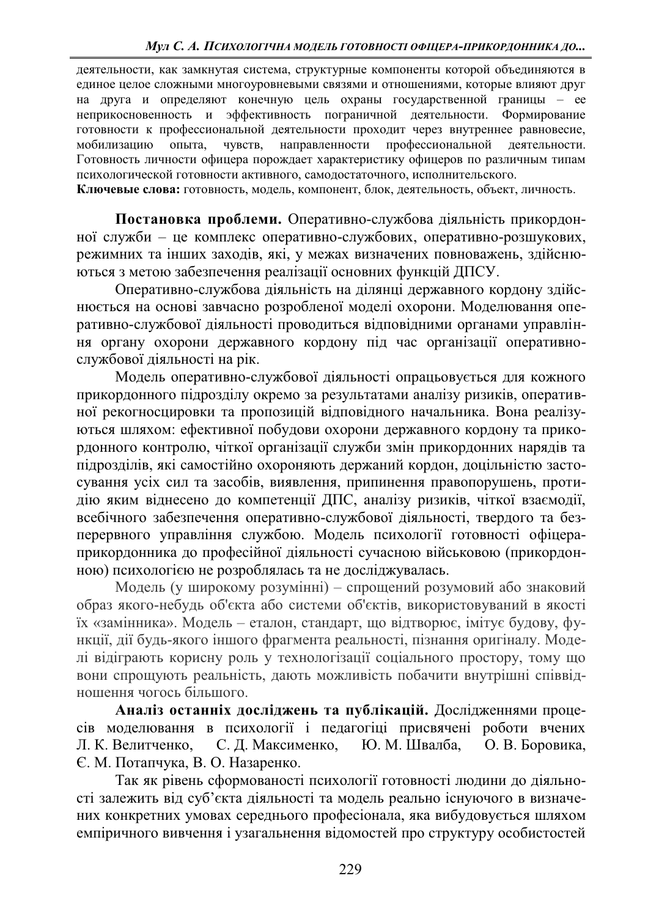деятельности, как замкнутая система, структурные компоненты которой объединяются в единое целое сложными многоуровневыми связями и отношениями, которые влияют друг на друга и определяют конечную цель охраны государственной границы – ее неприкосновенность и эффективность пограничной деятельности. Формирование готовности к профессиональной деятельности проходит через внутреннее равновесие, мобилизацию опыта, чувств, направленности профессиональной деятельности. Готовность личности офицера порождает характеристику офицеров по различным типам психологической готовности активного, самодостаточного, исполнительского.

**Ключевые слова:** готовность, модель, компонент, блок, деятельность, объект, личность.

**Постановка проблеми.** Оперативно-службова діяльність прикордонної служби – це комплекс оперативно-службових, оперативно-розшукових, режимних та інших заходів, які, у межах визначених повноважень, здійснюються з метою забезпечення реалізації основних функцій ДПСУ.

Оперативно-службова діяльність на ділянці державного кордону здійснюється на основі завчасно розробленої моделі охорони. Моделювання оперативно-службової діяльності проводиться відповідними органами управління органу охорони державного кордону під час організації оперативно-службової діяльності на рік.

Модель оперативно-службової діяльності опрацьовується для кожного прикордонного підрозділу окремо за результатами аналізу ризиків, оперативної рекогносцировки та пропозицій відповідного начальника. Вона реалізуються шляхом: ефективної побудови охорони державного кордону та прикордонного контролю, чіткої організації служби змін прикордонних нарядів та підрозділів, які самостійно охороняють держаний кордон, доцільністю застосування усіх сил та засобів, виявлення, припинення правопорушень, протидію яким віднесено до компетенції ДПС, аналізу ризиків, чіткої взаємодії, всебічного забезпечення оперативно-службової діяльності, твердого та безперервного управління службою. Модель психології готовності офіцера-прикордонника до професійної діяльності сучасною військовою (прикордонною) психологією не розроблялась та не досліджувалась.

Модель (у широкому розумінні) – спрощений розумовий або знаковий образ якого-небудь об'єкта або системи об'єктів, використовуваний в якості їх «замінника». Модель – еталон, стандарт, що відтворює, імітує будову, функції, дії будь-якого іншого фрагмента реальності, пізнання оригіналу. Моделі відіграють корисну роль у технологізації соціального простору, тому що вони спрощують реальність, дають можливість побачити внутрішні співвідношення чогось більшого.

**Аналіз останніх досліджень та публікацій.** Дослідженнями процесів моделювання в психології і педагогіці присвячені роботи вчених Л. К. Велитченко, С. Д. Максименко, Ю. М. Швалба, О. В. Боровика, Є. М. Потапчука, В. О. Назаренко.

Так як рівень сформованості психології готовності людини до діяльності залежить від суб'єкта діяльності та модель реально існуючого в визначених конкретних умовах середнього професіонала, яка вибудовується шляхом емпіричного вивчення і узагальнення відомостей про структуру особистостей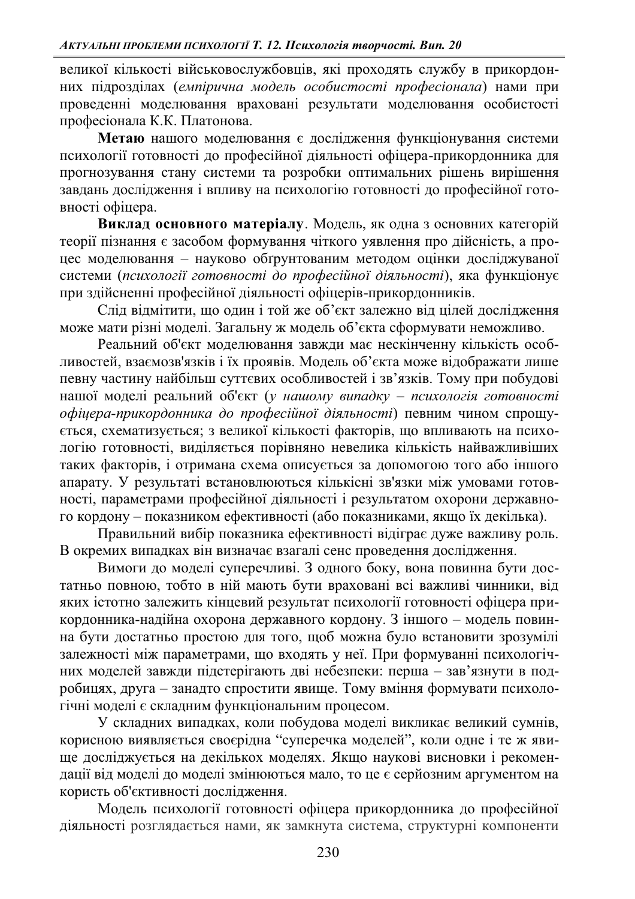великої кількості військовослужбовців, які проходять службу в прикордонних підрозділах (*емпірична модель особистості професіонала*) нами при проведенні моделювання враховані результати моделювання особистості професіонала К.К. Платонова.

**Метаю** нашого моделювання є дослідження функціонування системи психології готовності до професійної діяльності офіцера-прикордонника для прогнозування стану системи та розробки оптимальних рішень вирішення завдань дослідження і впливу на психологію готовності до професійної готовності офіцера.

**Виклад основного матеріалу**. Модель, як одна з основних категорій теорії пізнання є засобом формування чіткого уявлення про дійсність, а процес моделювання – науково обґрунтованим методом оцінки досліджуваної системи (*психології готовності до професійної діяльності*), яка функціонує при здійсненні професійної діяльності офіцерів-прикордонників.

Слід відмітити, що один і той же об'єкт залежно від цілей дослідження може мати різні моделі. Загальну ж модель об'єкта сформувати неможливо.

Реальний об'єкт моделювання завжди має нескінченну кількість особливостей, взаємозв'язків і їх проявів. Модель об'єкта може відображати лише певну частину найбільш суттєвих особливостей і зв'язків. Тому при побудові нашої моделі реальний об'єкт (*у нашому випадку – психологія готовності офіцера-прикордонника до професійної діяльності*) певним чином спрощується, схематизується; з великої кількості факторів, що впливають на психологію готовності, виділяється порівняно невелика кількість найважливіших таких факторів, і отримана схема описується за допомогою того або іншого апарату. У результаті встановлюються кількісні зв'язки між умовами готовності, параметрами професійної діяльності і результатом охорони державного кордону – показником ефективності (або показниками, якщо їх декілька).

Правильний вибір показника ефективності відіграє дуже важливу роль. В окремих випадках він визначає взагалі сенс проведення дослідження.

Вимоги до моделі суперечливі. З одного боку, вона повинна бути достатньо повною, тобто в ній мають бути враховані всі важливі чинники, від яких істотно залежить кінцевий результат психології готовності офіцера прикордонника-надійна охорона державного кордону. З іншого – модель повинна бути достатньо простою для того, щоб можна було встановити зрозумілі залежності між параметрами, що входять у неї. При формуванні психологічних моделей завжди підстерігають дві небезпеки: перша – зав'язнути в подробицях, друга – занадто спростити явище. Тому вміння формувати психологічні моделі є складним функціональним процесом.

У складних випадках, коли побудова моделі викликає великий сумнів, корисною виявляється своєрідна "суперечка моделей", коли одне і те ж явище досліджується на декількох моделях. Якщо наукові висновки і рекомендації від моделі до моделі змінюються мало, то це є серйозним аргументом на користь об'єктивності дослідження.

Модель психології готовності офіцера прикордонника до професійної діяльності розглядається нами, як замкнута система, структурні компоненти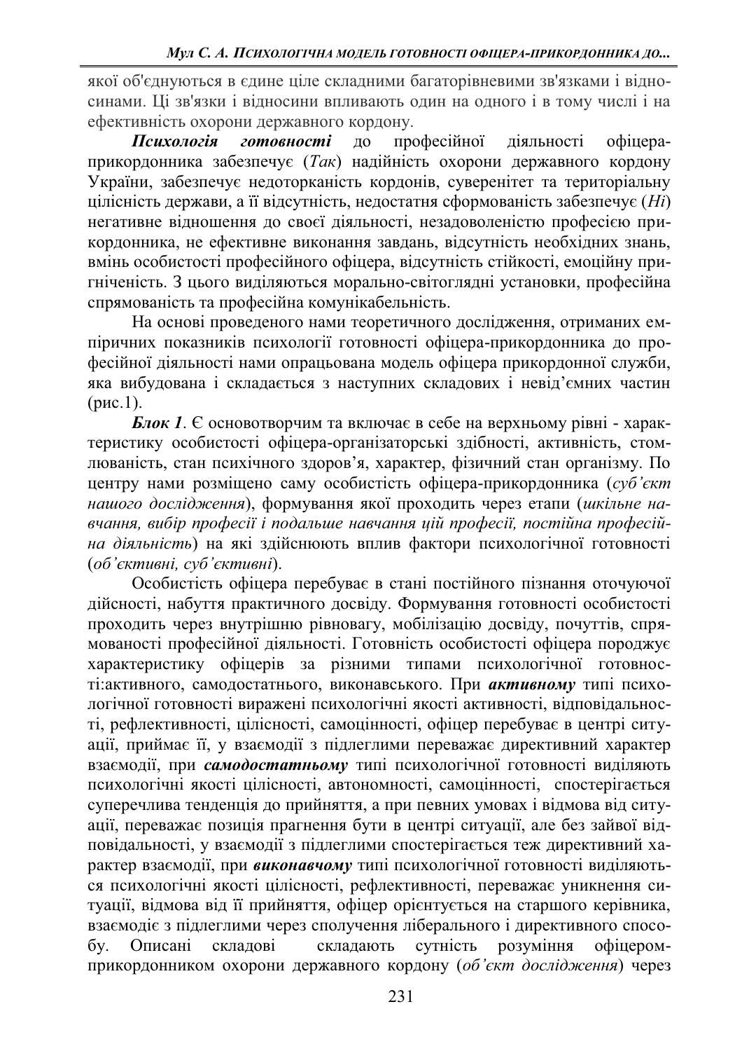якої об'єднуються в єдине ціле складними багаторівневими зв'язками і відносинами. Ці зв'язки і відносини впливають один на одного і в тому числі і на ефективність охорони державного кордону.

***Психологія готовності*** до професійної діяльності офіцера-прикордонника забезпечує (*Так*) надійність охорони державного кордону України, забезпечує недоторканість кордонів, суверенітет та територіальну цілісність держави, а її відсутність, недостатня сформованість забезпечує (*Ні*) негативне відношення до своєї діяльності, незадоволеністю професією прикордонника, не ефективне виконання завдань, відсутність необхідних знань, вмінь особистості професійного офіцера, відсутність стійкості, емоційну пригніченість. З цього виділяються морально-світоглядні установки, професійна спрямованість та професійна комунікабельність.

На основі проведеного нами теоретичного дослідження, отриманих емпіричних показників психології готовності офіцера-прикордонника до професійної діяльності нами опрацьована модель офіцера прикордонної служби, яка вибудована і складається з наступних складових і невід'ємних частин (рис.1).

***Блок 1***. Є основотворчим та включає в себе на верхньому рівні - характеристику особистості офіцера-організаторські здібності, активність, стомлюваність, стан психічного здоров'я, характер, фізичний стан організму. По центру нами розміщено саму особистість офіцера-прикордонника (*суб'єкт нашого дослідження*), формування якої проходить через етапи (*шкільне навчання, вибір професії і подальше навчання цій професії, постійна професійна діяльність*) на які здійснюють вплив фактори психологічної готовності (*об'єктивні, суб'єктивні*).

Особистість офіцера перебуває в стані постійного пізнання оточуючої дійсності, набуття практичного досвіду. Формування готовності особистості проходить через внутрішню рівновагу, мобілізацію досвіду, почуттів, спрямованості професійної діяльності. Готовність особистості офіцера породжує характеристику офіцерів за різними типами психологічної готовності:активного, самодостатнього, виконавського. При ***активному*** типі психологічної готовності виражені психологічні якості активності, відповідальності, рефлективності, цілісності, самоцінності, офіцер перебуває в центрі ситуації, приймає її, у взаємодії з підлеглими переважає директивний характер взаємодії, при ***самодостатньому*** типі психологічної готовності виділяють психологічні якості цілісності, автономності, самоцінності, спостерігається суперечлива тенденція до прийняття, а при певних умовах і відмова від ситуації, переважає позиція прагнення бути в центрі ситуації, але без зайвої відповідальності, у взаємодії з підлеглими спостерігається теж директивний характер взаємодії, при ***виконавчому*** типі психологічної готовності виділяються психологічні якості цілісності, рефлективності, переважає уникнення ситуації, відмова від її прийняття, офіцер орієнтується на старшого керівника, взаємодіє з підлеглими через сполучення ліберального і директивного способу. Описані складові складають сутність розуміння офіцером-прикордонником охорони державного кордону (*об'єкт дослідження*) через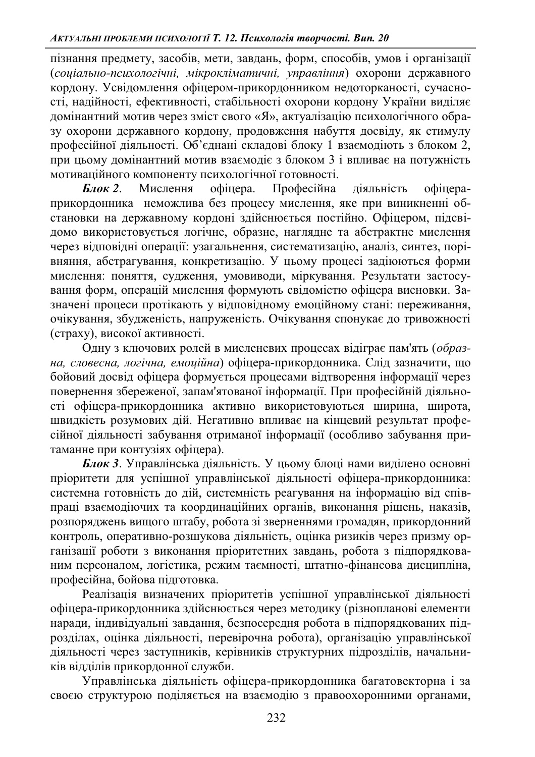пізнання предмету, засобів, мети, завдань, форм, способів, умов і організації (*соціально-психологічні, мікрокліматичні, управління*) охорони державного кордону. Усвідомлення офіцером-прикордонником недоторканості, сучасності, надійності, ефективності, стабільності охорони кордону України виділяє домінантний мотив через зміст свого «Я», актуалізацію психологічного образу охорони державного кордону, продовження набуття досвіду, як стимулу професійної діяльності. Об'єднані складові блоку 1 взаємодіють з блоком 2, при цьому домінантний мотив взаємодіє з блоком 3 і впливає на потужність мотиваційного компоненту психологічної готовності.

***Блок 2***. Мислення офіцера. Професійна діяльність офіцера-прикордонника неможлива без процесу мислення, яке при виникненні обстановки на державному кордоні здійснюється постійно. Офіцером, підсвідомо використовується логічне, образне, наглядне та абстрактне мислення через відповідні операції: узагальнення, систематизацію, аналіз, синтез, порівняння, абстрагування, конкретизацію. У цьому процесі задіюються форми мислення: поняття, судження, умовиводи, міркування. Результати застосування форм, операцій мислення формують свідомістю офіцера висновки. Зазначені процеси протікають у відповідному емоційному стані: переживання, очікування, збудженість, напруженість. Очікування спонукає до тривожності (страху), високої активності.

Одну з ключових ролей в мисленевих процесах відіграє пам'ять (*образна, словесна, логічна, емоційна*) офіцера-прикордонника. Слід зазначити, що бойовий досвід офіцера формується процесами відтворення інформації через повернення збереженої, запам'ятованої інформації. При професійній діяльності офіцера-прикордонника активно використовуються ширина, широта, швидкість розумових дій. Негативно впливає на кінцевий результат професійної діяльності забування отриманої інформації (особливо забування притаманне при контузіях офіцера).

***Блок 3***. Управлінська діяльність. У цьому блоці нами виділено основні пріоритети для успішної управлінської діяльності офіцера-прикордонника: системна готовність до дій, системність реагування на інформацію від співпраці взаємодіючих та координаційних органів, виконання рішень, наказів, розпоряджень вищого штабу, робота зі зверненнями громадян, прикордонний контроль, оперативно-розшукова діяльність, оцінка ризиків через призму організації роботи з виконання пріоритетних завдань, робота з підпорядкованим персоналом, логістика, режим таємності, штатно-фінансова дисципліна, професійна, бойова підготовка.

Реалізація визначених пріоритетів успішної управлінської діяльності офіцера-прикордонника здійснюється через методику (різнопланові елементи наради, індивідуальні завдання, безпосередня робота в підпорядкованих підрозділах, оцінка діяльності, перевірочна робота), організацію управлінської діяльності через заступників, керівників структурних підрозділів, начальників відділів прикордонної служби.

Управлінська діяльність офіцера-прикордонника багатовекторна і за своєю структурою поділяється на взаємодію з правоохоронними органами,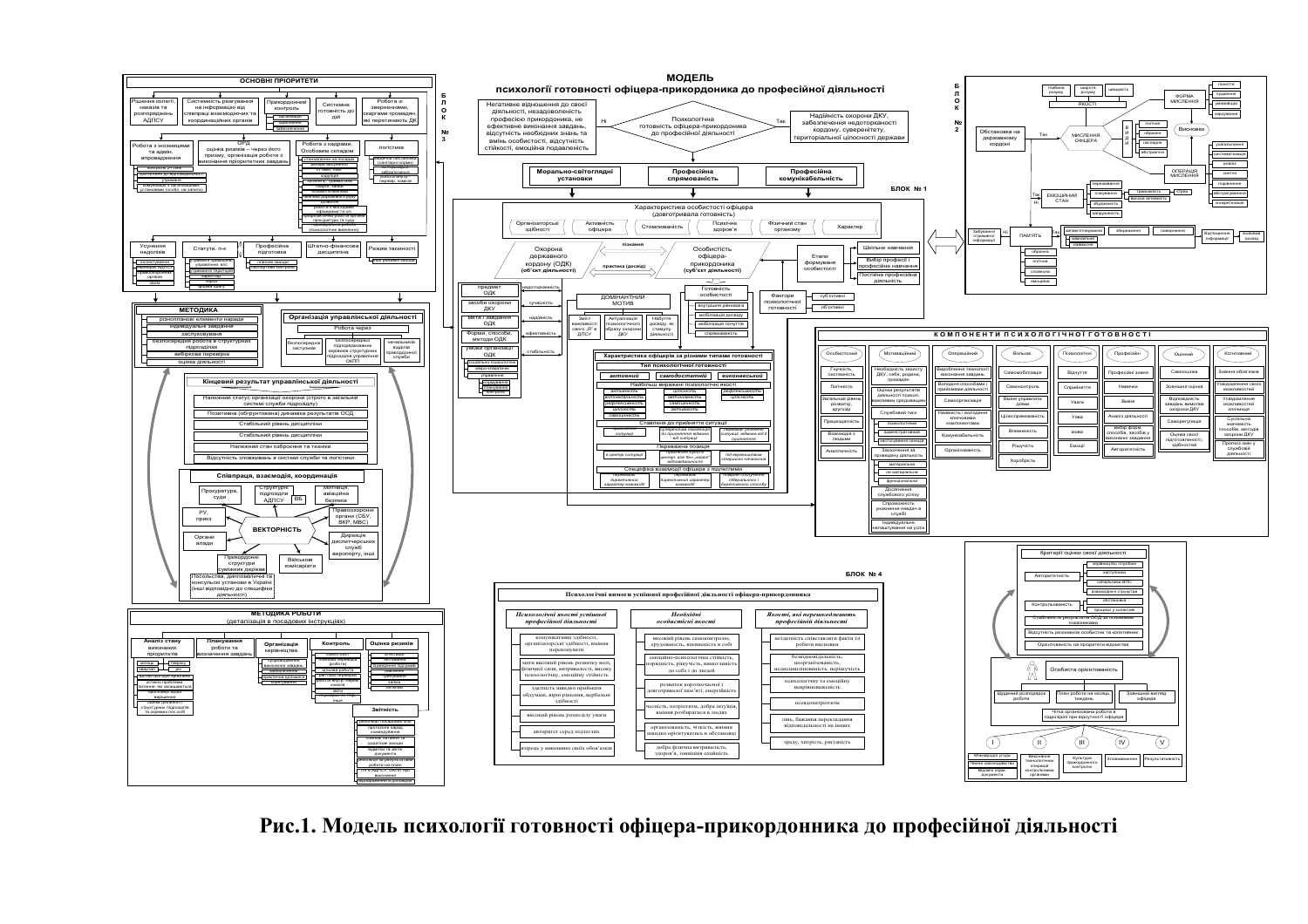# МОДЕЛЬ
## психології готовності офіцера-прикордонника до професійної діяльності

### ОСНОВНІ ПРІОРИТЕТИ (БЛОК № 3)

- Рішення колегії, наказів та розпоряджень АДПСУ
- Системність реагування на інформацію від співпраці взаємодіючих та координаційних органів
- Прикордонний контроль
- Системна готовність до дій
- Робота зі зверненнями, скаргами громадян, які перетинають ДК
- Робота з іноземцями та адмін. впровадження
- ОРД оцінка ризиків – через його призму, організація роботи з виконання пріоритетних завдань
- Робота з кадрами. Особовим складом
- логістика
- Усунення недоліків
- Статути. п-к
- Професійна підготовка
- Штатно-фінансова дисципліна
- Режим таємності

### БЛОК № 1

Негативне відношення до своєї діяльності, незадоволеність професією прикордонника, не ефективне виконання завдань, відсутність необхідних знань та вмінь особистості, відсутність стійкості, емоційна подавленість — **Ні** — Психологічна готовність офіцера-прикордонника до професійної діяльності — **Так** — Надійність охорони ДКУ, забезпечення недоторканості кордону, суверенітету, територіальної цілісності держави

- Морально-світоглядні установки
- Професійна спрямованість
- Професійна комунікабельність

**Характеристика особистості офіцера (довготривала готовність):** Організаторські здібності; Активність офіцера; Стомлюваність; Психічне здоров'я; Фізичний стан організму; Характер

Охорона державного кордону (ОДК) (об'єкт діяльності) — пізнання — практика (досвід) — Особистість офіцера-прикордонника (суб'єкт діяльності)

Етапи формування особистості: Шкільне навчання; Вибір професії і професійне навчання; Постійна професійна діяльність

- предмет ОДК — відповідальність
- засоби охорони ДКУ — сучасність
- мета і завдання ОДК — надійність
- Форми, способи, методи ОДК — ефективність
- умови організації ОДК — стабільність

**ДОМІНАНТНИЙ МОТИВ:** Зміст важливості свого „Я" в ДПСУ; Актуалізація психологічного образу охорони ДКУ; Набуття досвіду, як стимулу діяльності

**Готовність особистості:** внутрішня рівновага; мобілізація досвіду; мобілізація почуттів; спрямованість

Фактори психологічної готовності: суб'єктивні; об'єктивні

**Характеристика офіцерів за різними типами готовності**

Тип психологічної готовності: *активний*; *самодостатній*; *виконавський*

- Найбільш виражені психологічні якості
- Ставлення до прийняття ситуації
- Переважна позиція
- Специфіка взаємодії офіцера з підлеглими

### БЛОК № 2

Обстановка на державному кордоні — Так — МИСЛЕННЯ ОФІЦЕРА — Висновки

- ЯКОСТІ: глибина розуму; широта розуму; швидкість
- ФОРМА МИСЛЕННЯ: поняття; судження; умовивід
- ОПЕРАЦІЇ МИСЛЕННЯ: аналіз; синтез; порівняння; узагальнення; систематизація; абстрагування; конкретизація
- ЕМОЦІЙНИЙ СТАН
- ПАМ'ЯТЬ

### КОМПОНЕНТИ ПСИХОЛОГІЧНОЇ ГОТОВНОСТІ

| Особистісні | Мотиваційні | Операційні | Вольові | Психологічні | Професійні | Оцінні | Когнітивні |
|---|---|---|---|---|---|---|---|
| Гнучкість, системність | Необхідність захисту ДКУ, себе, родини, громадян | Вироблення технології виконання завдань | Самомобілізація | Відчуття | Професійні знання | Самооцінка | Знання обов'язків |
| Логічність | Оцінка результатів діяльності психол. виявлення співрозмовни | Володіння способами і прийомами діяльності | Самоконтроль | Сприйняття | Навички | Зовнішня оцінка | Усвідомлення своїх можливостей |
| Загальний рівень розвитку, кругозір | Службовий тиск | Самоорганізація | Вміння управляти діями | Увага | Вміння | Відповідність завданням вимогам охорони ДКУ | Усвідомлення можливостей злочинця |
| Працездатність | Закоханість за проведену діяльність | Наявність і володіння ключовими компонентами | Цілеспрямованість | Уява | Аналіз діяльності | Саморегуляція | Суспільна значимість способів, методів охорони ДКУ |
| Взаємодія з людьми | Досягнення службового успіху | Комунікабельність | Впевненість | мова | Вибір форм, способів, засобів у виконанні завдання | Оцінка своєї підготовленості, здібностей | Прогноз змін у службовій діяльності |
| Аналітичність | Спрямованість уникнення невдач в службі | Організованість | Рішучість | Емоції | Авторитетність | | |
| | Індивідуальне налаштування на успіх | | Хоробрість | | | | |

### МЕТОДИКА

- різноплановні елементи наради
- індивідуальні завдання
- заслуховування
- безпосередня робота в структурних підрозділах
- вибіркова перевірка
- оцінка діяльності

### Організація управлінської діяльності

Робота через: безпосередніх заступників; безпосереднього підпорядкування керівників структурних підрозділів управління ОКПП; начальників відділів прикордонної служби

### Кінцевий результат управлінської діяльності

- Належний статус організації охорони (стрсто в загальній системі служби підрозділу)
- Позитивна (обґрунтована) динаміка результатів ОСД
- Стабільний рівень дисципліни
- Стабільний рівень дисципліни
- Належний стан озброєння та техніки
- Відсутність зловживань в системі служби та логістики

### Співпраця, взаємодія, координація

ВЕКТОРНІСТЬ: Прокуратура, суди; Структурні підрозділи АДПСУ; ВБ; Митниця, авіаційна безпека; РУ, прикз; Правоохоронні органи (СБУ, ВКР, МВС); Органи влади; Дирекція диспетчерських служб аеропорту, інші; Прикордонні структури суміжних держав; Військові комісаріати; Посольства, дипломатичні та консульські установи в Україні (інші відповідно до специфіки діяльності)

### МЕТОДИКА РОБОТИ (деталізація в посадових інструкціях)

- Аналіз стану виконаних пріоритетів
- Планування роботи та визначення завдань
- Організація керівництва
- Контроль
- Оцінка ризиків
- Звітність

### БЛОК № 4

**Психологічні вимоги успішної професійної діяльності офіцера-прикордонника**

| *Психологічні якості успішної професійної діяльності* | *Необхідні особистісні якості* | *Якості, які перешкоджають професійній діяльності* |
|---|---|---|
| комунікативні здібності, організаторські здібності, вміння переконувати | високий рівень самоконтролю, ерудованість, впевненість в собі | нездатність співставляти факти та робити висновки |
| мати високий рівень розвитку волі, фізичної сили, витривалості, високу психологічну, емоційну стійкість | емоційно-психологічна стійкість, порядність, рішучість, вимогливість до себе і до людей | безвідповідальність, неорганізованість, недисциплінованість, нерішучість |
| здатність швидко приймати обдумані, вірні рішення, вербальні здібності | розвиток короткочасної і довготривалої пам'яті, енергійність | психологічну та емоційну неврівноваженість |
| високий рівень розподілу уваги | чесність, патріотизм, добра інтуїція, вміння розбиратися в людях | псевдопатріотизм |
| авторитет серед підлеглих | організованість, чіткість, вміння швидко орієнтуватись в обстановці | лінь, бажання перекладання відповідальності на інших |
| вірність у виконанні своїх обов'язків | добра фізична витривалість, здоров'я, зовнішня охайність | зраду, хитрість, рвачість |

### Критерії оцінки своєї діяльності

- Авторитетність
- Контрольованість
- Стабільність результатів ОСД за основними показниками
- Відсутність резонансів особистих та колективних
- Орієнтованість на пріоритети відомства

**Особиста орієнтованість:** Щоденний розпорядок роботи; План роботи на місяць, тиждень; Зовнішній вигляд офіцера; Чітка організована робота в підрозділі при відсутності офіцера

I — Міжнародні угоди; Нове законодавство; Відомчі норм. документи
II — Внутрішні технологічні операції контрольними органами
III — Культура прикордонного контролю
IV — Зловживання
V — Результативність

**Рис.1. Модель психології готовності офіцера-прикордонника до професійної діяльності**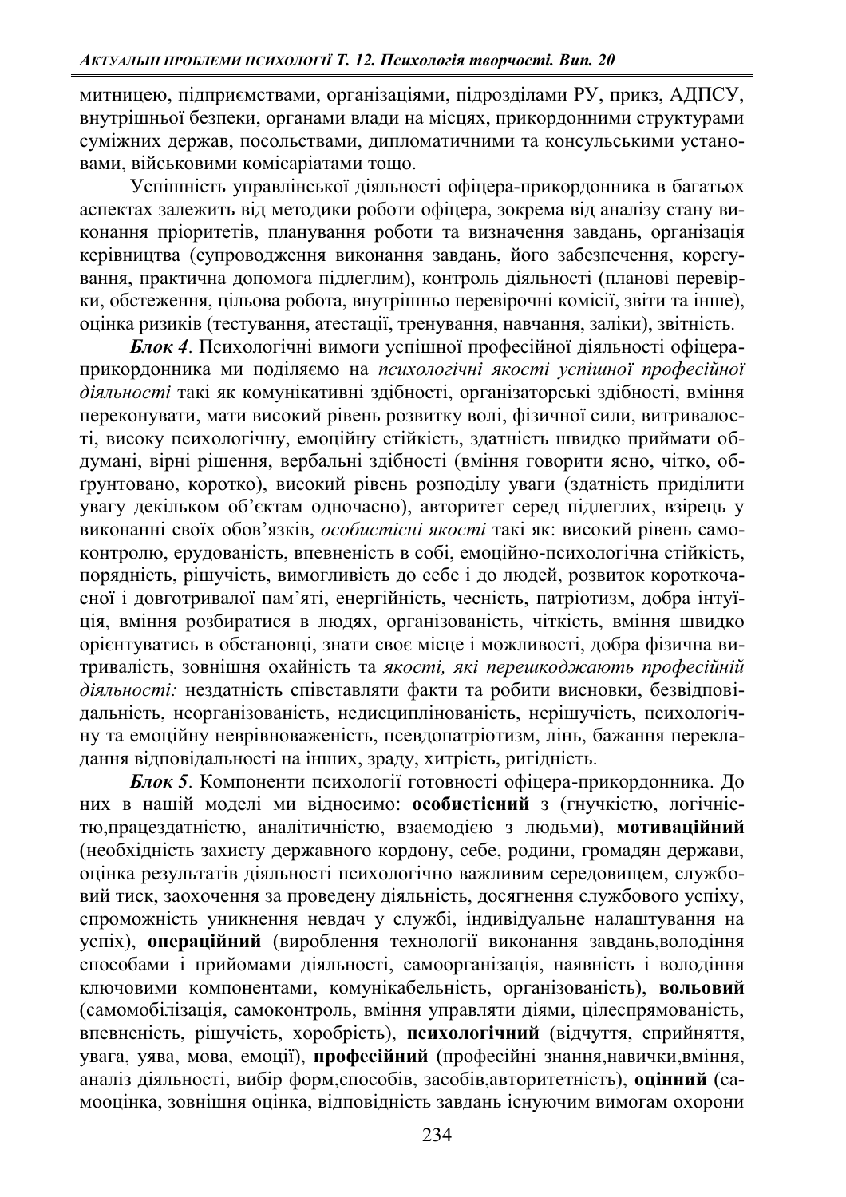митницею, підприємствами, організаціями, підрозділами РУ, прикз, АДПСУ, внутрішньої безпеки, органами влади на місцях, прикордонними структурами суміжних держав, посольствами, дипломатичними та консульськими установами, військовими комісаріатами тощо.

Успішність управлінської діяльності офіцера-прикордонника в багатьох аспектах залежить від методики роботи офіцера, зокрема від аналізу стану виконання пріоритетів, планування роботи та визначення завдань, організація керівництва (супроводження виконання завдань, його забезпечення, корегування, практична допомога підлеглим), контроль діяльності (планові перевірки, обстеження, цільова робота, внутрішньо перевірочні комісії, звіти та інше), оцінка ризиків (тестування, атестації, тренування, навчання, заліки), звітність.

***Блок 4***. Психологічні вимоги успішної професійної діяльності офіцера-прикордонника ми поділяємо на *психологічні якості успішної професійної діяльності* такі як комунікативні здібності, організаторські здібності, вміння переконувати, мати високий рівень розвитку волі, фізичної сили, витривалості, високу психологічну, емоційну стійкість, здатність швидко приймати обдумані, вірні рішення, вербальні здібності (вміння говорити ясно, чітко, обґрунтовано, коротко), високий рівень розподілу уваги (здатність приділити увагу декільком об'єктам одночасно), авторитет серед підлеглих, взірець у виконанні своїх обов'язків, *особистісні якості* такі як: високий рівень самоконтролю, ерудованість, впевненість в собі, емоційно-психологічна стійкість, порядність, рішучість, вимогливість до себе і до людей, розвиток короткочасної і довготривалої пам'яті, енергійність, чесність, патріотизм, добра інтуїція, вміння розбиратися в людях, організованість, чіткість, вміння швидко орієнтуватись в обстановці, знати своє місце і можливості, добра фізична витривалість, зовнішня охайність та *якості, які перешкоджають професійній діяльності:* нездатність співставляти факти та робити висновки, безвідповідальність, неорганізованість, недисциплінованість, нерішучість, психологічну та емоційну неврівноваженість, псевдопатріотизм, лінь, бажання перекладання відповідальності на інших, зраду, хитрість, ригідність.

***Блок 5***. Компоненти психології готовності офіцера-прикордонника. До них в нашій моделі ми відносимо: **особистісний** з (гнучкістю, логічністю,працездатністю, аналітичністю, взаємодією з людьми), **мотиваційний** (необхідність захисту державного кордону, себе, родини, громадян держави, оцінка результатів діяльності психологічно важливим середовищем, службовий тиск, заохочення за проведену діяльність, досягнення службового успіху, спроможність уникнення невдач у службі, індивідуальне налаштування на успіх), **операційний** (вироблення технології виконання завдань,володіння способами і прийомами діяльності, самоорганізація, наявність і володіння ключовими компонентами, комунікабельність, організованість), **вольовий** (самомобілізація, самоконтроль, вміння управляти діями, цілеспрямованість, впевненість, рішучість, хоробрість), **психологічний** (відчуття, сприйняття, увага, уява, мова, емоції), **професійний** (професійні знання,навички,вміння, аналіз діяльності, вибір форм,способів, засобів,авторитетність), **оцінний** (самооцінка, зовнішня оцінка, відповідність завдань існуючим вимогам охорони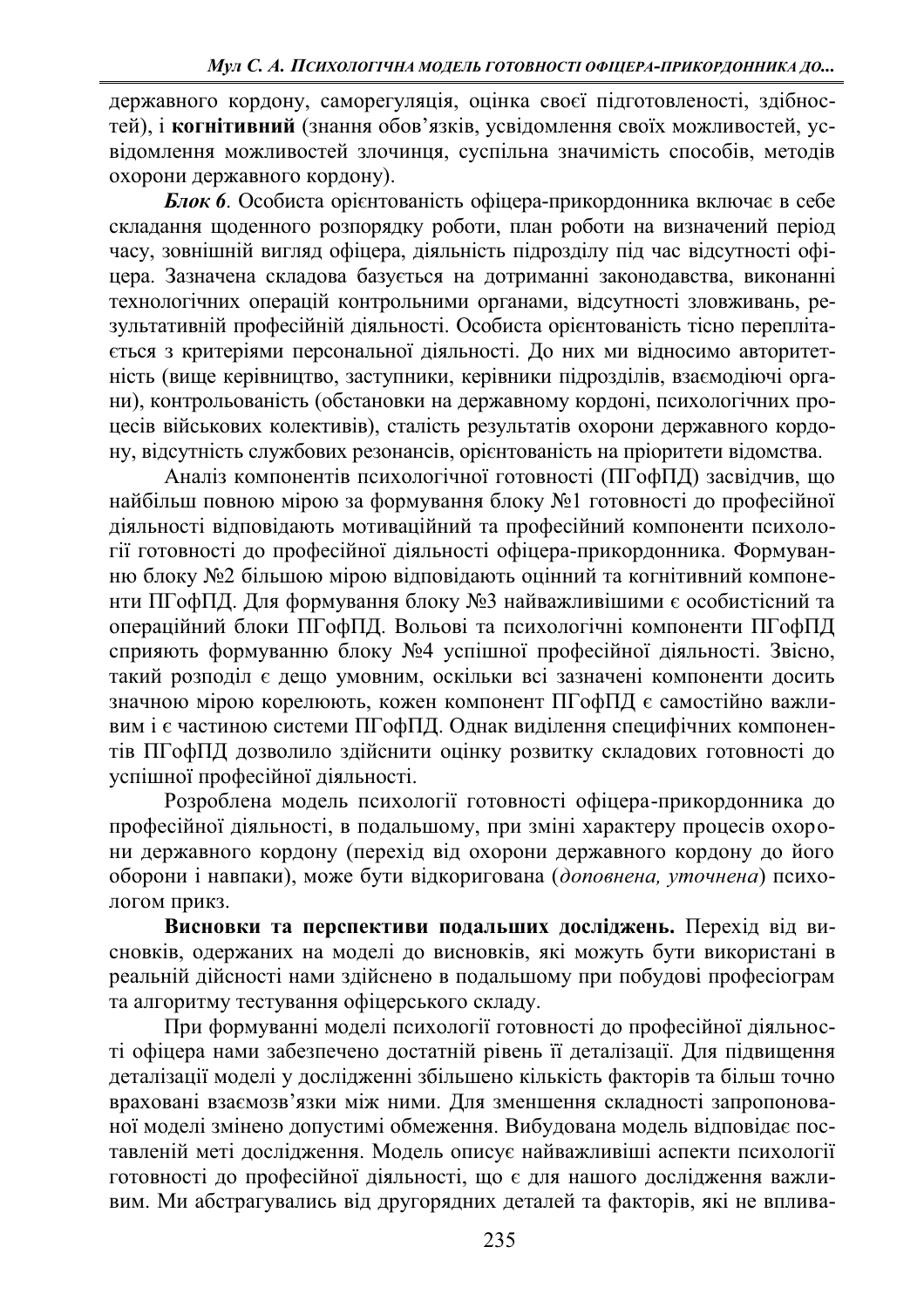державного кордону, саморегуляція, оцінка своєї підготовленості, здібностей), і **когнітивний** (знання обов'язків, усвідомлення своїх можливостей, усвідомлення можливостей злочинця, суспільна значимість способів, методів охорони державного кордону).

***Блок 6***. Особиста орієнтованість офіцера-прикордонника включає в себе складання щоденного розпорядку роботи, план роботи на визначений період часу, зовнішній вигляд офіцера, діяльність підрозділу під час відсутності офіцера. Зазначена складова базується на дотриманні законодавства, виконанні технологічних операцій контрольними органами, відсутності зловживань, результативній професійній діяльності. Особиста орієнтованість тісно переплітається з критеріями персональної діяльності. До них ми відносимо авторитетність (вище керівництво, заступники, керівники підрозділів, взаємодіючі органи), контрольованість (обстановки на державному кордоні, психологічних процесів військових колективів), сталість результатів охорони державного кордону, відсутність службових резонансів, орієнтованість на пріоритети відомства.

Аналіз компонентів психологічної готовності (ПГофПД) засвідчив, що найбільш повною мірою за формування блоку №1 готовності до професійної діяльності відповідають мотиваційний та професійний компоненти психології готовності до професійної діяльності офіцера-прикордонника. Формуванню блоку №2 більшою мірою відповідають оцінний та когнітивний компоненти ПГофПД. Для формування блоку №3 найважливішими є особистісний та операційний блоки ПГофПД. Вольові та психологічні компоненти ПГофПД сприяють формуванню блоку №4 успішної професійної діяльності. Звісно, такий розподіл є дещо умовним, оскільки всі зазначені компоненти досить значною мірою корелюють, кожен компонент ПГофПД є самостійно важливим і є частиною системи ПГофПД. Однак виділення специфічних компонентів ПГофПД дозволило здійснити оцінку розвитку складових готовності до успішної професійної діяльності.

Розроблена модель психології готовності офіцера-прикордонника до професійної діяльності, в подальшому, при зміні характеру процесів охорони державного кордону (перехід від охорони державного кордону до його оборони і навпаки), може бути відкоригована (*доповнена, уточнена*) психологом прикз.

**Висновки та перспективи подальших досліджень.** Перехід від висновків, одержаних на моделі до висновків, які можуть бути використані в реальній дійсності нами здійснено в подальшому при побудові професіограм та алгоритму тестування офіцерського складу.

При формуванні моделі психології готовності до професійної діяльності офіцера нами забезпечено достатній рівень її деталізації. Для підвищення деталізації моделі у дослідженні збільшено кількість факторів та більш точно враховані взаємозв'язки між ними. Для зменшення складності запропонованої моделі змінено допустимі обмеження. Вибудована модель відповідає поставленій меті дослідження. Модель описує найважливіші аспекти психології готовності до професійної діяльності, що є для нашого дослідження важливим. Ми абстрагувались від другорядних деталей та факторів, які не вплива-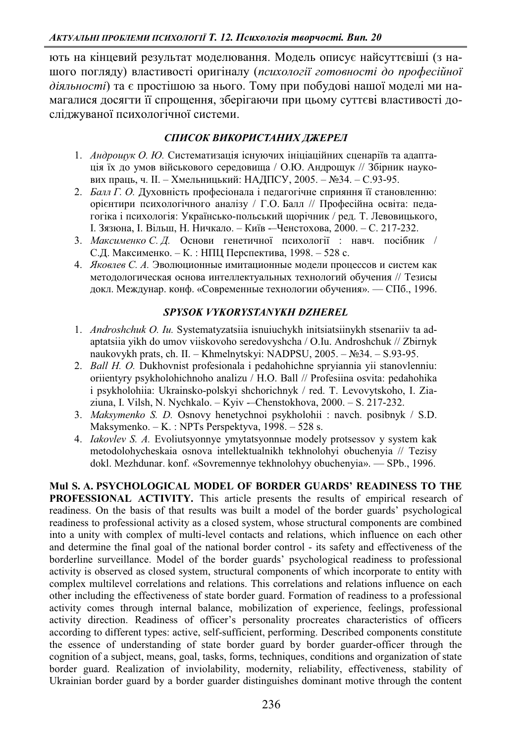ють на кінцевий результат моделювання. Модель описує найсуттєвіші (з нашого погляду) властивості оригіналу (*психології готовності до професійної діяльності*) та є простішою за нього. Тому при побудові нашої моделі ми намагалися досягти її спрощення, зберігаючи при цьому суттєві властивості досліджуваної психологічної системи.

### *СПИСОК ВИКОРИСТАНИХ ДЖЕРЕЛ*

1. *Андрощук О. Ю.* Систематизація існуючих ініціаційних сценаріїв та адаптація їх до умов військового середовища / О.Ю. Андрощук // Збірник наукових праць, ч. ІІ. – Хмельницький: НАДПСУ, 2005. – №34. – С.93-95.
2. *Балл Г. О.* Духовність професіонала і педагогічне сприяння її становленню: орієнтири психологічного аналізу / Г.О. Балл // Професійна освіта: педагогіка і психологія: Українсько-польський щорічник / ред. Т. Левовицького, І. Зязюна, І. Вільш, Н. Ничкало. – Київ -–Ченстохова, 2000. – С. 217-232.
3. *Максименко С. Д.* Основи генетичної психології : навч. посібник / С.Д. Максименко. – К. : НПЦ Перспектива, 1998. – 528 с.
4. *Яковлев С. А.* Эволюционные имитационные модели процессов и систем как методологическая основа интеллектуальных технологий обучения // Тезисы докл. Международ. конф. «Современные технологии обучения». — СПб., 1996.

### *SPYSOK VYKORYSTANYKH DZHEREL*

1. *Androshchuk O. Iu.* Systematyzatsiia isnuiuchykh initsiatsiinykh stsenariiv ta adaptatsiia yikh do umov viiskovoho seredovyshcha / O.Iu. Androshchuk // Zbirnyk naukovykh prats, ch. II. – Khmelnytskyi: NADPSU, 2005. – №34. – S.93-95.
2. *Ball H. O.* Dukhovnist profesionala i pedahohichne spryiannia yii stanovlenniu: oriientyry psykholohichnoho analizu / H.O. Ball // Profesiina osvita: pedahohika i psykholohiia: Ukrainsko-polskyi shchorichnyk / red. T. Levovytskoho, I. Ziaziuna, I. Vilsh, N. Nychkalo. – Kyiv -–Chenstokhova, 2000. – S. 217-232.
3. *Maksymenko S. D.* Osnovy henetychnoi psykholohii : navch. posibnyk / S.D. Maksymenko. – K. : NPTs Perspektyva, 1998. – 528 s.
4. *Iakovlev S. A.* Evoliutsyonnye ymytatsyonnыe modely protsessov y system kak metodolohycheskaia osnova intellektualnikh tekhnolohyi obuchenyia // Tezisy dokl. Mezhdunar. konf. «Sovremennye tekhnolohyy obuchenyia». — SPb., 1996.

**Mul S. A. PSYCHOLOGICAL MODEL OF BORDER GUARDS' READINESS TO THE PROFESSIONAL ACTIVITY.** This article presents the results of empirical research of readiness. On the basis of that results was built a model of the border guards' psychological readiness to professional activity as a closed system, whose structural components are combined into a unity with complex of multi-level contacts and relations, which influence on each other and determine the final goal of the national border control - its safety and effectiveness of the borderline surveillance. Model of the border guards' psychological readiness to professional activity is observed as closed system, structural components of which incorporate to entity with complex multilevel correlations and relations. This correlations and relations influence on each other including the effectiveness of state border guard. Formation of readiness to a professional activity comes through internal balance, mobilization of experience, feelings, professional activity direction. Readiness of officer's personality procreates characteristics of officers according to different types: active, self-sufficient, performing. Described components constitute the essence of understanding of state border guard by border guarder-officer through the cognition of a subject, means, goal, tasks, forms, techniques, conditions and organization of state border guard. Realization of inviolability, modernity, reliability, effectiveness, stability of Ukrainian border guard by a border guarder distinguishes dominant motive through the content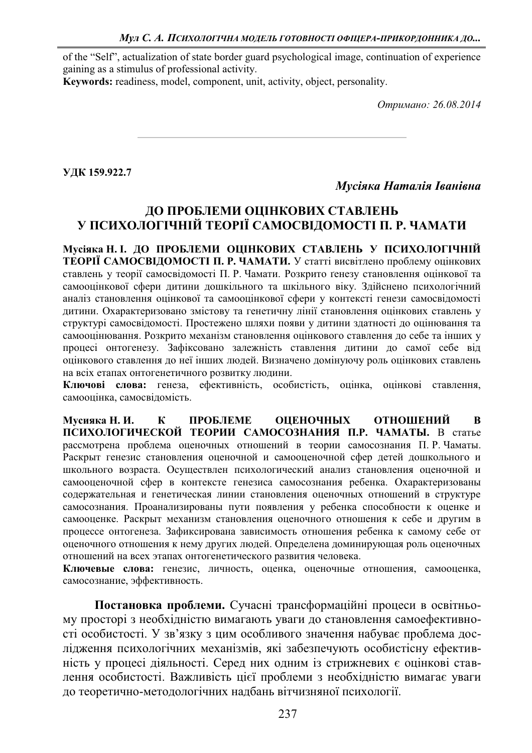of the “Self”, actualization of state border guard psychological image, continuation of experience gaining as a stimulus of professional activity.

**Keywords:** readiness, model, component, unit, activity, object, personality.

*Отримано: 26.08.2014*

---

**УДК 159.922.7**

***Мусіяка Наталія Іванівна***

## ДО ПРОБЛЕМИ ОЦІНКОВИХ СТАВЛЕНЬ У ПСИХОЛОГІЧНІЙ ТЕОРІЇ САМОСВІДОМОСТІ П. Р. ЧАМАТИ

**Мусіяка Н. І. ДО ПРОБЛЕМИ ОЦІНКОВИХ СТАВЛЕНЬ У ПСИХОЛОГІЧНІЙ ТЕОРІЇ САМОСВІДОМОСТІ П. Р. ЧАМАТИ.** У статті висвітлено проблему оцінкових ставлень у теорії самосвідомості П. Р. Чамати. Розкрито ґенезу становлення оцінкової та самооцінкової сфери дитини дошкільного та шкільного віку. Здійснено психологічний аналіз становлення оцінкової та самооцінкової сфери у контексті генези самосвідомості дитини. Охарактеризовано змістову та генетичну лінії становлення оцінкових ставлень у структурі самосвідомості. Простежено шляхи появи у дитини здатності до оцінювання та самооцінювання. Розкрито механізм становлення оцінкового ставлення до себе та інших у процесі онтогенезу. Зафіксовано залежність ставлення дитини до самої себе від оцінкового ставлення до неї інших людей. Визначено домінуючу роль оцінкових ставлень на всіх етапах онтогенетичного розвитку людини.

**Ключові слова:** генеза, ефективність, особистість, оцінка, оцінкові ставлення, самооцінка, самосвідомість.

**Мусияка Н. И. К ПРОБЛЕМЕ ОЦЕНОЧНЫХ ОТНОШЕНИЙ В ПСИХОЛОГИЧЕСКОЙ ТЕОРИИ САМОСОЗНАНИЯ П.Р. ЧАМАТЫ.** В статье рассмотрена проблема оценочных отношений в теории самосознания П. Р. Чаматы. Раскрыт генезис становления оценочной и самооценочной сфер детей дошкольного и школьного возраста. Осуществлен психологический анализ становления оценочной и самооценочной сфер в контексте генезиса самосознания ребенка. Охарактеризованы содержательная и генетическая линии становления оценочных отношений в структуре самосознания. Проанализированы пути появления у ребенка способности к оценке и самооценке. Раскрыт механизм становления оценочного отношения к себе и другим в процессе онтогенеза. Зафиксирована зависимость отношения ребенка к самому себе от оценочного отношения к нему других людей. Определена доминирующая роль оценочных отношений на всех этапах онтогенетического развития человека.

**Ключевые слова:** генезис, личность, оценка, оценочные отношения, самооценка, самосознание, эффективность.

**Постановка проблеми.** Сучасні трансформаційні процеси в освітньому просторі з необхідністю вимагають уваги до становлення самоефективності особистості. У зв’язку з цим особливого значення набуває проблема дослідження психологічних механізмів, які забезпечують особистісну ефективність у процесі діяльності. Серед них одним із стрижневих є оцінкові ставлення особистості. Важливість цієї проблеми з необхідністю вимагає уваги до теоретично-методологічних надбань вітчизняної психології.